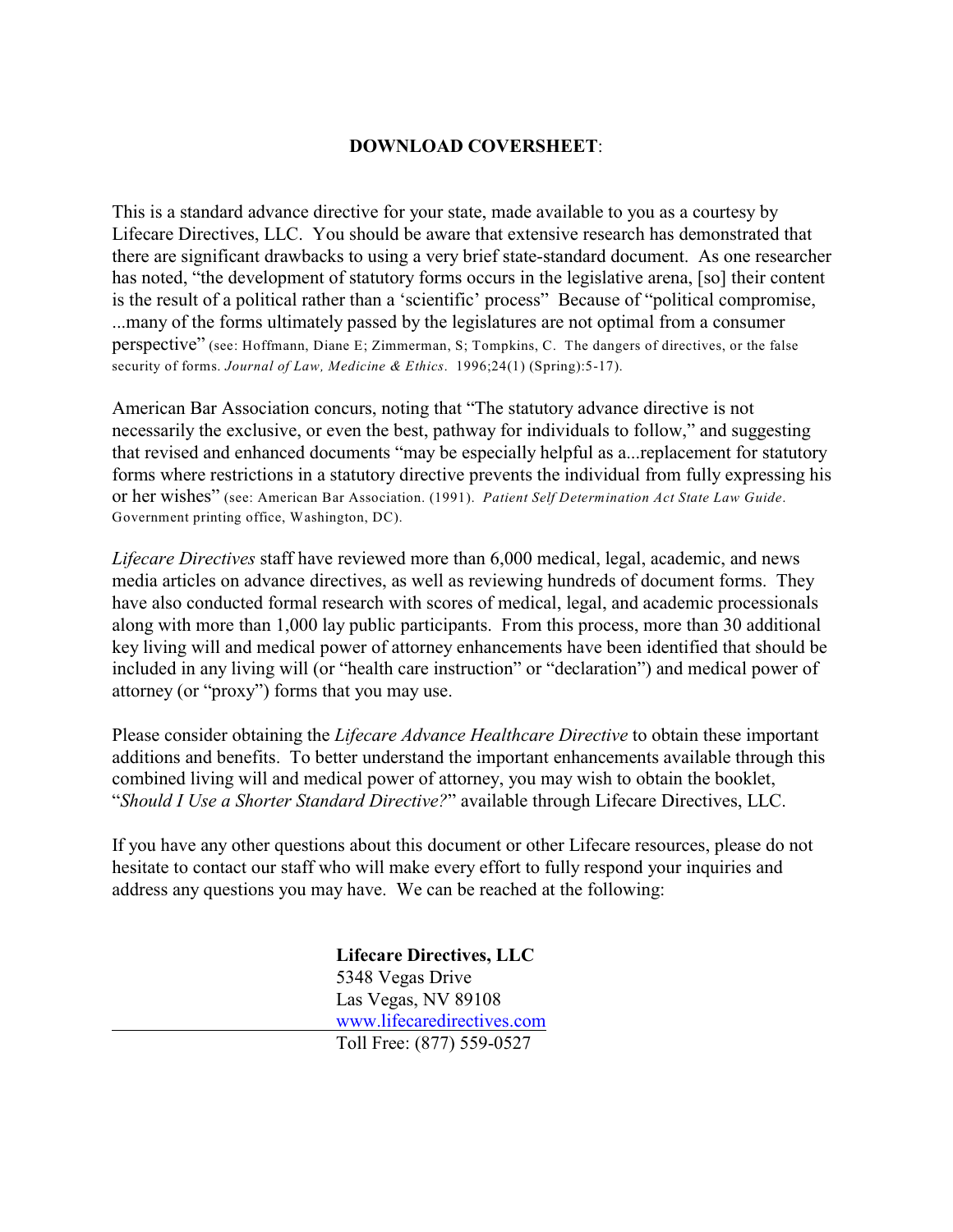**DOWNLOAD COVERSHEET**:

This is a standard advance directive for your state, made available to you as a courtesy by Lifecare Directives, LLC. You should be aware that extensive research has demonstrated that there are significant drawbacks to using a very brief state-standard document. As one researcher has noted, "the development of statutory forms occurs in the legislative arena, [so] their content is the result of a political rather than a 'scientific' process" Because of "political compromise, ...many of the forms ultimately passed by the legislatures are not optimal from a consumer perspective" (see: Hoffmann, Diane E; Zimmerman, S; Tompkins, C. The dangers of directives, or the false security of forms. *Journal of Law, Medicine & Ethics*. 1996;24(1) (Spring):5-17).

American Bar Association concurs, noting that "The statutory advance directive is not necessarily the exclusive, or even the best, pathway for individuals to follow," and suggesting that revised and enhanced documents "may be especially helpful as a...replacement for statutory forms where restrictions in a statutory directive prevents the individual from fully expressing his or her wishes" (see: American Bar Association. (1991). *Patient Self Determination Act State Law Guide*. Government printing office, Washington, DC).

*Lifecare Directives* staff have reviewed more than 6,000 medical, legal, academic, and news media articles on advance directives, as well as reviewing hundreds of document forms. They have also conducted formal research with scores of medical, legal, and academic processionals along with more than 1,000 lay public participants. From this process, more than 30 additional key living will and medical power of attorney enhancements have been identified that should be included in any living will (or "health care instruction" or "declaration") and medical power of attorney (or "proxy") forms that you may use.

Please consider obtaining the *Lifecare Advance Healthcare Directive* to obtain these important additions and benefits. To better understand the important enhancements available through this combined living will and medical power of attorney, you may wish to obtain the booklet, "*Should I Use a Shorter Standard Directive?*" available through Lifecare Directives, LLC.

If you have any other questions about this document or other Lifecare resources, please do not hesitate to contact our staff who will make every effort to fully respond your inquiries and address any questions you may have. We can be reached at the following:

**Lifecare Directives, LLC**
5348 Vegas Drive
Las Vegas, NV 89108
www.lifecaredirectives.com
Toll Free: (877) 559-0527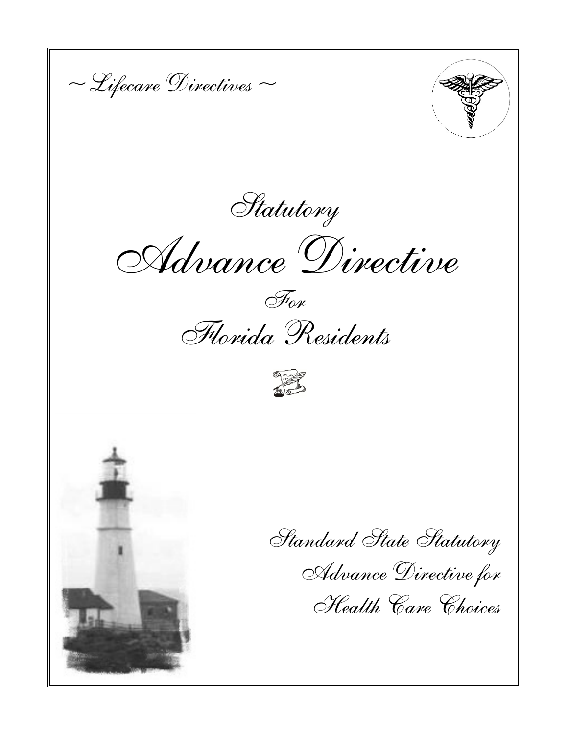~ *Lifecare Directives* ~

# *Statutory*

# *Advance Directive*

*For*

# *Florida Residents*

*Standard State Statutory*

*Advance Directive for*

*Health Care Choices*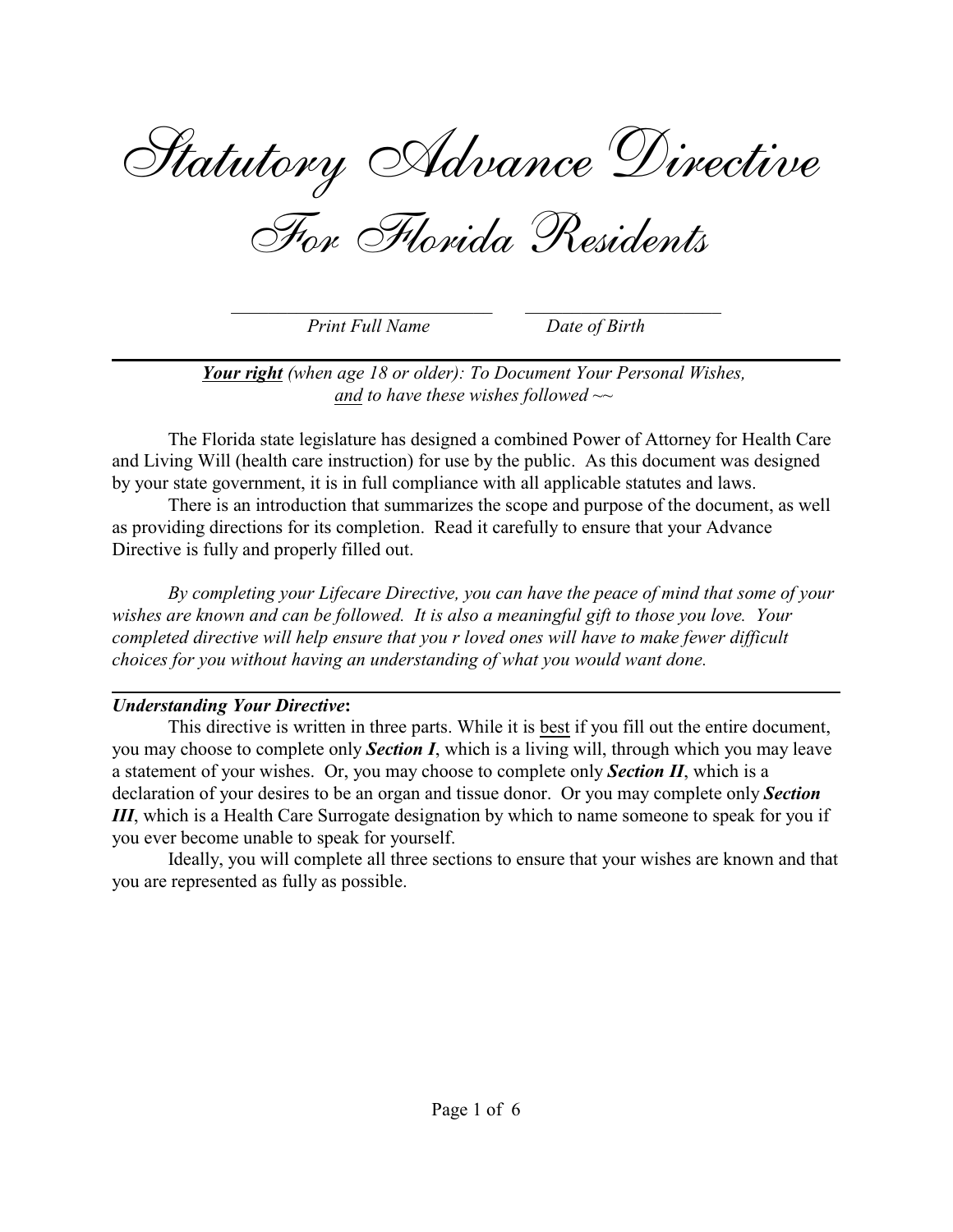# Statutory Advance Directive For Florida Residents

| ______________________ | ______________________ |
| --- | --- |
| *Print Full Name* | *Date of Birth* |

---

***Your right*** *(when age 18 or older): To Document Your Personal Wishes, and to have these wishes followed ~~*

The Florida state legislature has designed a combined Power of Attorney for Health Care and Living Will (health care instruction) for use by the public. As this document was designed by your state government, it is in full compliance with all applicable statutes and laws.

There is an introduction that summarizes the scope and purpose of the document, as well as providing directions for its completion. Read it carefully to ensure that your Advance Directive is fully and properly filled out.

*By completing your Lifecare Directive, you can have the peace of mind that some of your wishes are known and can be followed. It is also a meaningful gift to those you love. Your completed directive will help ensure that you r loved ones will have to make fewer difficult choices for you without having an understanding of what you would want done.*

---

***Understanding Your Directive*:**

This directive is written in three parts. While it is best if you fill out the entire document, you may choose to complete only ***Section I***, which is a living will, through which you may leave a statement of your wishes. Or, you may choose to complete only ***Section II***, which is a declaration of your desires to be an organ and tissue donor. Or you may complete only ***Section III***, which is a Health Care Surrogate designation by which to name someone to speak for you if you ever become unable to speak for yourself.

Ideally, you will complete all three sections to ensure that your wishes are known and that you are represented as fully as possible.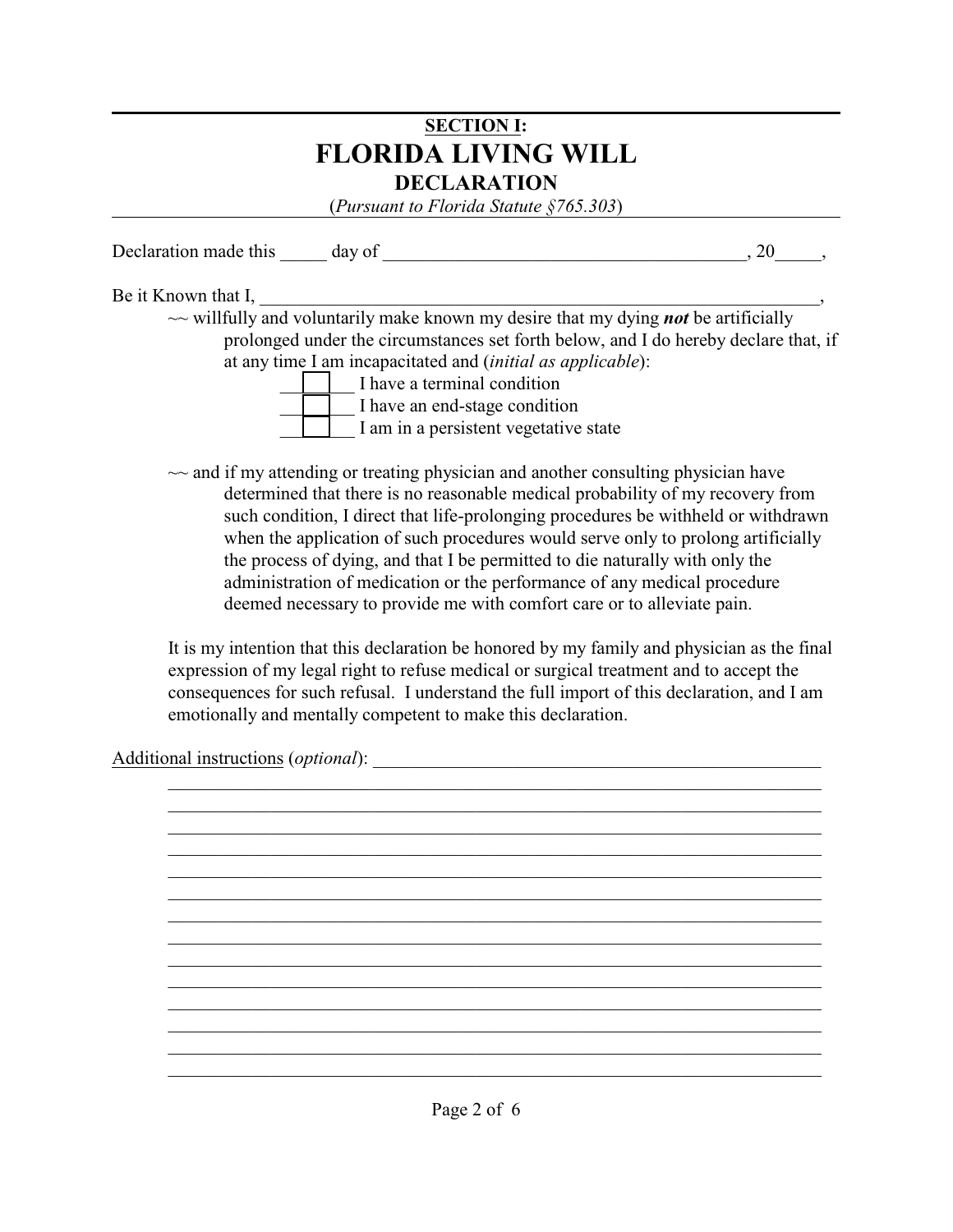**SECTION I:**

# FLORIDA LIVING WILL

## DECLARATION

(*Pursuant to Florida Statute §765.303*)

Declaration made this _____ day of _______________________________________, 20_____,

Be it Known that I, ________________________________________________________________,

~~ willfully and voluntarily make known my desire that my dying ***not*** be artificially prolonged under the circumstances set forth below, and I do hereby declare that, if at any time I am incapacitated and (*initial as applicable*):

- ________ I have a terminal condition
- ________ I have an end-stage condition
- ________ I am in a persistent vegetative state

~~ and if my attending or treating physician and another consulting physician have determined that there is no reasonable medical probability of my recovery from such condition, I direct that life-prolonging procedures be withheld or withdrawn when the application of such procedures would serve only to prolong artificially the process of dying, and that I be permitted to die naturally with only the administration of medication or the performance of any medical procedure deemed necessary to provide me with comfort care or to alleviate pain.

It is my intention that this declaration be honored by my family and physician as the final expression of my legal right to refuse medical or surgical treatment and to accept the consequences for such refusal. I understand the full import of this declaration, and I am emotionally and mentally competent to make this declaration.

Additional instructions (*optional*): ___________________________________________________

_____________________________________________________________________________

_____________________________________________________________________________

_____________________________________________________________________________

_____________________________________________________________________________

_____________________________________________________________________________

_____________________________________________________________________________

_____________________________________________________________________________

_____________________________________________________________________________

_____________________________________________________________________________

_____________________________________________________________________________

_____________________________________________________________________________

_____________________________________________________________________________

_____________________________________________________________________________

_____________________________________________________________________________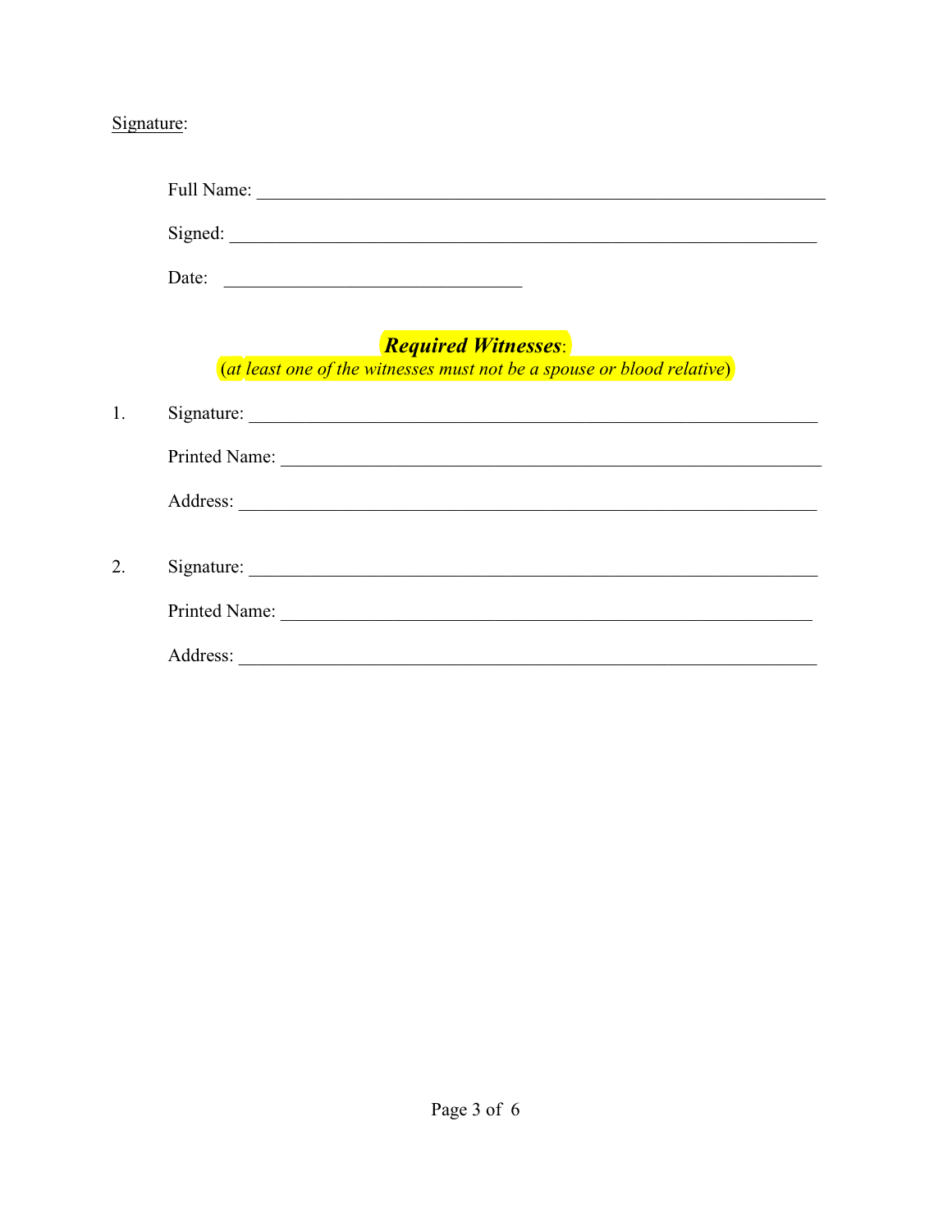Signature:

Full Name: ________________________________________________________________

Signed: ________________________________________________________________

Date: ________________________________

***Required Witnesses*:**

*(at least one of the witnesses must not be a spouse or blood relative)*

1. Signature: ________________________________________________________________

   Printed Name: ________________________________________________________________

   Address: ________________________________________________________________

2. Signature: ________________________________________________________________

   Printed Name: ________________________________________________________________

   Address: ________________________________________________________________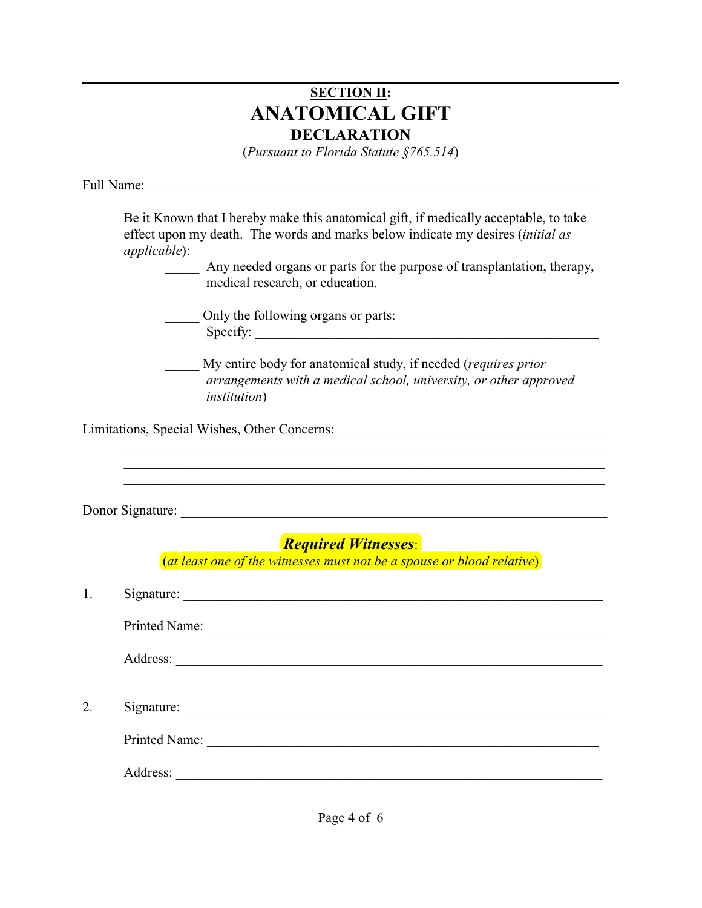## SECTION II:

# ANATOMICAL GIFT

## DECLARATION

(*Pursuant to Florida Statute §765.514*)

Full Name: ______________________________________________________________________

Be it Known that I hereby make this anatomical gift, if medically acceptable, to take effect upon my death. The words and marks below indicate my desires (*initial as applicable*):

_____ Any needed organs or parts for the purpose of transplantation, therapy, medical research, or education.

_____ Only the following organs or parts:
Specify: _______________________________________________

_____ My entire body for anatomical study, if needed (*requires prior arrangements with a medical school, university, or other approved institution*)

Limitations, Special Wishes, Other Concerns: ____________________________________
______________________________________________________________________
______________________________________________________________________
______________________________________________________________________

Donor Signature: _________________________________________________________

***Required Witnesses***:
(*at least one of the witnesses must not be a spouse or blood relative*)

1. Signature: _____________________________________________________________

   Printed Name: _________________________________________________________

   Address: ______________________________________________________________

2. Signature: _____________________________________________________________

   Printed Name: _________________________________________________________

   Address: ______________________________________________________________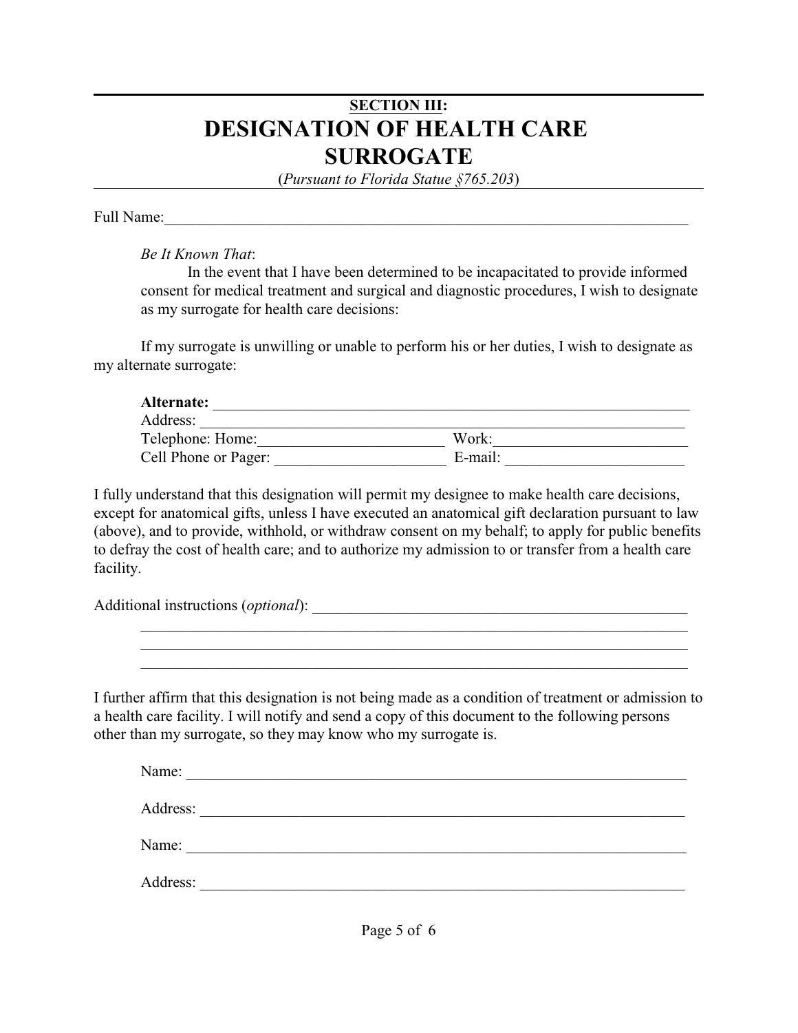## SECTION III:

# DESIGNATION OF HEALTH CARE SURROGATE

(*Pursuant to Florida Statue §765.203*)

Full Name:\_\_\_\_\_\_\_\_\_\_\_\_\_\_\_\_\_\_\_\_\_\_\_\_\_\_\_\_\_\_\_\_\_\_\_\_\_\_\_\_\_\_\_\_\_\_\_\_\_\_\_\_\_\_\_\_\_\_\_\_\_\_\_\_\_\_\_\_

*Be It Known That*:

In the event that I have been determined to be incapacitated to provide informed consent for medical treatment and surgical and diagnostic procedures, I wish to designate as my surrogate for health care decisions:

If my surrogate is unwilling or unable to perform his or her duties, I wish to designate as my alternate surrogate:

**Alternate:** \_\_\_\_\_\_\_\_\_\_\_\_\_\_\_\_\_\_\_\_\_\_\_\_\_\_\_\_\_\_\_\_\_\_\_\_\_\_\_\_\_\_\_\_\_\_\_\_\_\_\_\_\_\_\_\_\_\_\_\_\_

Address: \_\_\_\_\_\_\_\_\_\_\_\_\_\_\_\_\_\_\_\_\_\_\_\_\_\_\_\_\_\_\_\_\_\_\_\_\_\_\_\_\_\_\_\_\_\_\_\_\_\_\_\_\_\_\_\_\_\_\_\_\_\_

Telephone: Home:\_\_\_\_\_\_\_\_\_\_\_\_\_\_\_\_\_\_\_\_\_\_\_\_ Work:\_\_\_\_\_\_\_\_\_\_\_\_\_\_\_\_\_\_\_\_\_\_\_\_\_

Cell Phone or Pager: \_\_\_\_\_\_\_\_\_\_\_\_\_\_\_\_\_\_\_\_\_\_ E-mail: \_\_\_\_\_\_\_\_\_\_\_\_\_\_\_\_\_\_\_\_\_\_\_

I fully understand that this designation will permit my designee to make health care decisions, except for anatomical gifts, unless I have executed an anatomical gift declaration pursuant to law (above), and to provide, withhold, or withdraw consent on my behalf; to apply for public benefits to defray the cost of health care; and to authorize my admission to or transfer from a health care facility.

Additional instructions (*optional*): \_\_\_\_\_\_\_\_\_\_\_\_\_\_\_\_\_\_\_\_\_\_\_\_\_\_\_\_\_\_\_\_\_\_\_\_\_\_\_\_\_\_\_\_\_\_\_\_

\_\_\_\_\_\_\_\_\_\_\_\_\_\_\_\_\_\_\_\_\_\_\_\_\_\_\_\_\_\_\_\_\_\_\_\_\_\_\_\_\_\_\_\_\_\_\_\_\_\_\_\_\_\_\_\_\_\_\_\_\_\_\_\_\_\_\_\_

\_\_\_\_\_\_\_\_\_\_\_\_\_\_\_\_\_\_\_\_\_\_\_\_\_\_\_\_\_\_\_\_\_\_\_\_\_\_\_\_\_\_\_\_\_\_\_\_\_\_\_\_\_\_\_\_\_\_\_\_\_\_\_\_\_\_\_\_

\_\_\_\_\_\_\_\_\_\_\_\_\_\_\_\_\_\_\_\_\_\_\_\_\_\_\_\_\_\_\_\_\_\_\_\_\_\_\_\_\_\_\_\_\_\_\_\_\_\_\_\_\_\_\_\_\_\_\_\_\_\_\_\_\_\_\_\_

I further affirm that this designation is not being made as a condition of treatment or admission to a health care facility. I will notify and send a copy of this document to the following persons other than my surrogate, so they may know who my surrogate is.

Name: \_\_\_\_\_\_\_\_\_\_\_\_\_\_\_\_\_\_\_\_\_\_\_\_\_\_\_\_\_\_\_\_\_\_\_\_\_\_\_\_\_\_\_\_\_\_\_\_\_\_\_\_\_\_\_\_\_\_\_\_\_\_\_\_\_

Address: \_\_\_\_\_\_\_\_\_\_\_\_\_\_\_\_\_\_\_\_\_\_\_\_\_\_\_\_\_\_\_\_\_\_\_\_\_\_\_\_\_\_\_\_\_\_\_\_\_\_\_\_\_\_\_\_\_\_\_\_\_\_

Name: \_\_\_\_\_\_\_\_\_\_\_\_\_\_\_\_\_\_\_\_\_\_\_\_\_\_\_\_\_\_\_\_\_\_\_\_\_\_\_\_\_\_\_\_\_\_\_\_\_\_\_\_\_\_\_\_\_\_\_\_\_\_\_\_\_

Address: \_\_\_\_\_\_\_\_\_\_\_\_\_\_\_\_\_\_\_\_\_\_\_\_\_\_\_\_\_\_\_\_\_\_\_\_\_\_\_\_\_\_\_\_\_\_\_\_\_\_\_\_\_\_\_\_\_\_\_\_\_\_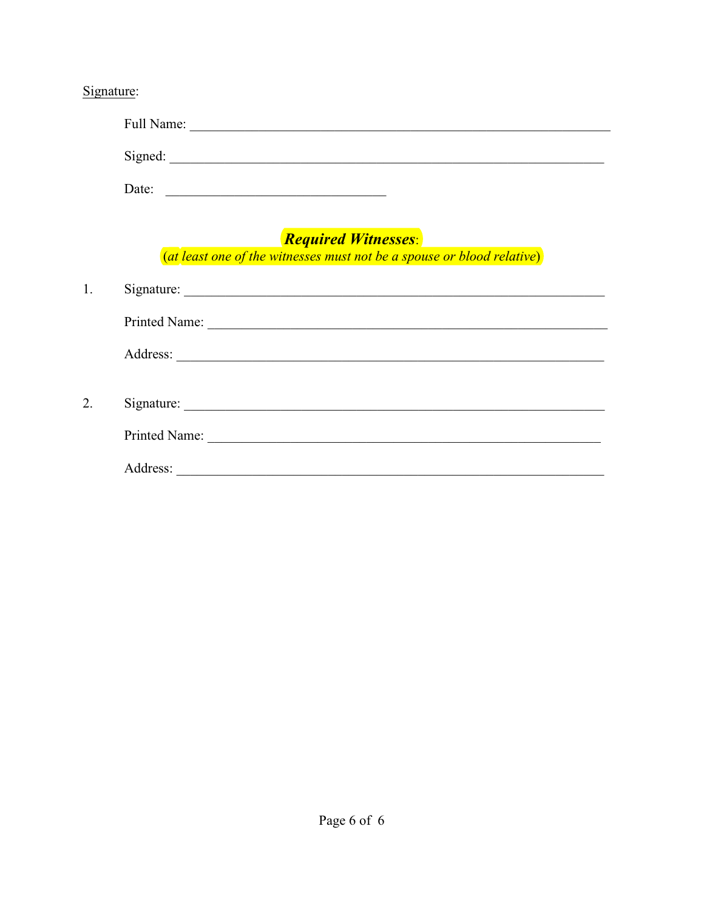<u>Signature</u>:

Full Name: ______________________________________________________________

Signed: ________________________________________________________________

Date: ______________________________

***Required Witnesses***:
(*at least one of the witnesses must not be a spouse or blood relative*)

1. Signature: ______________________________________________________________

   Printed Name: ___________________________________________________________

   Address: ________________________________________________________________

2. Signature: ______________________________________________________________

   Printed Name: ___________________________________________________________

   Address: ________________________________________________________________